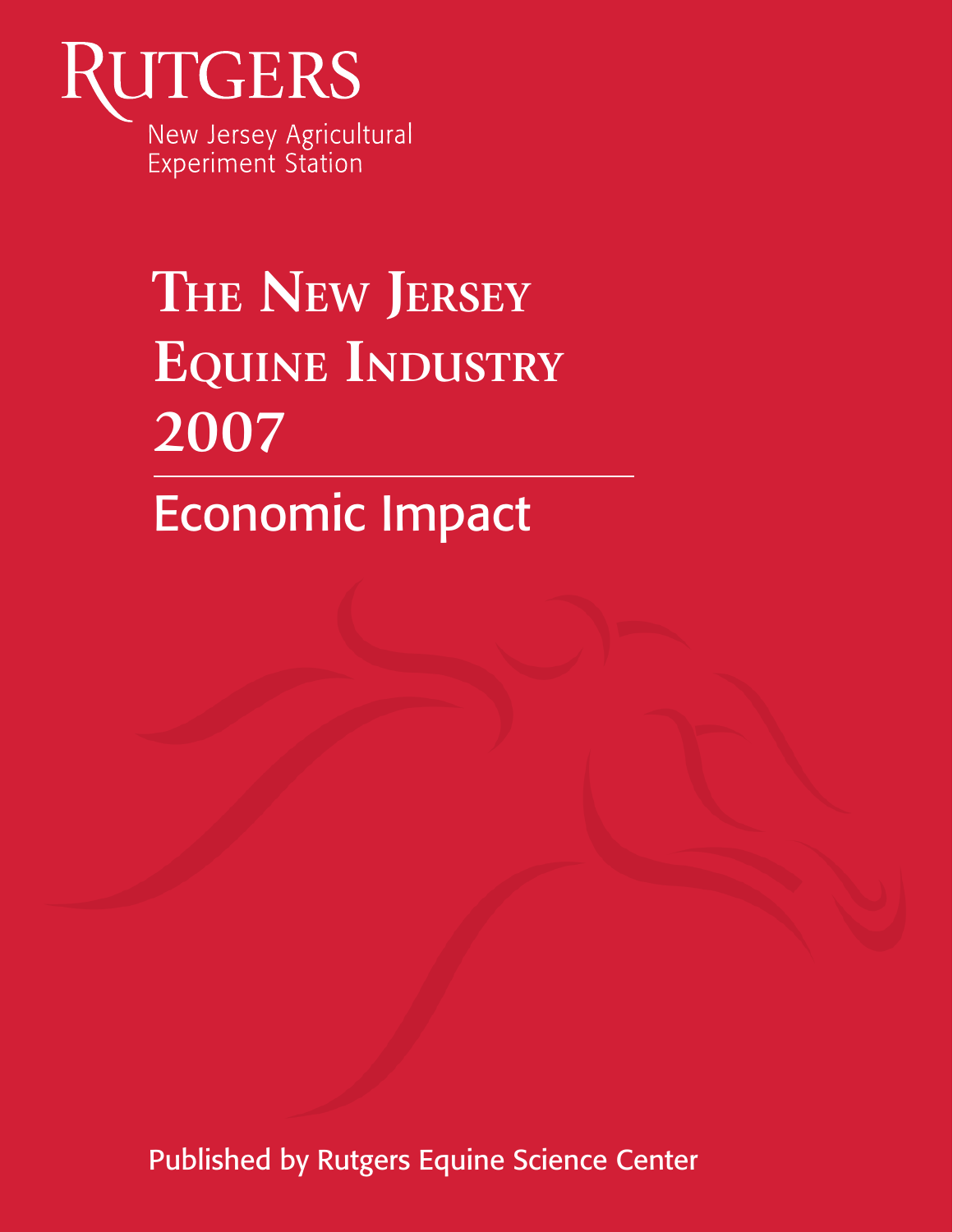Rutgers

New Jersey Agricultural Experiment Station

# The New Jersey Equine Industry 2007

## Economic Impact

Published by Rutgers Equine Science Center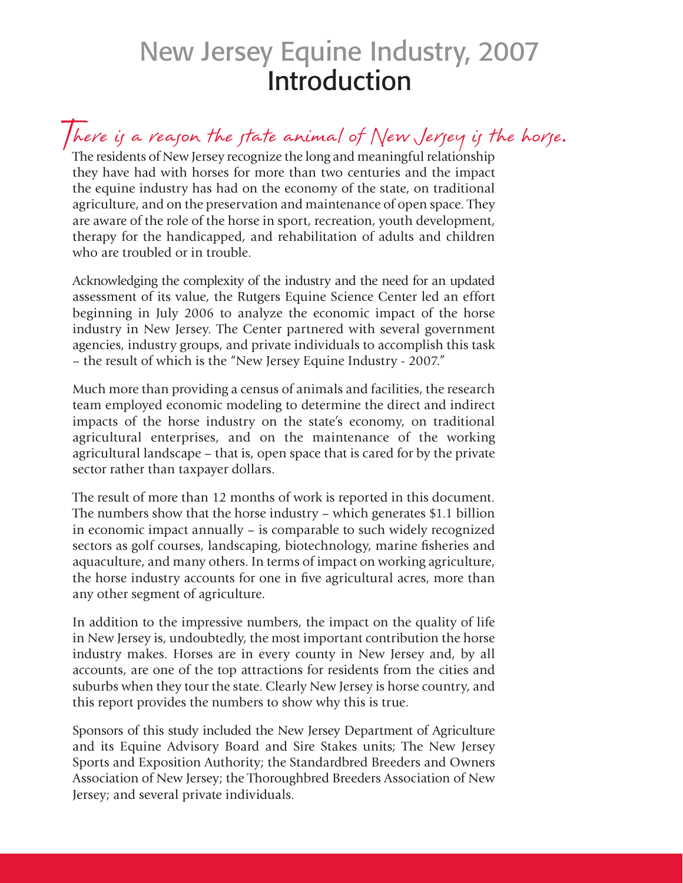# New Jersey Equine Industry, 2007
## Introduction

*There is a reason the state animal of New Jersey is the horse.*

The residents of New Jersey recognize the long and meaningful relationship they have had with horses for more than two centuries and the impact the equine industry has had on the economy of the state, on traditional agriculture, and on the preservation and maintenance of open space. They are aware of the role of the horse in sport, recreation, youth development, therapy for the handicapped, and rehabilitation of adults and children who are troubled or in trouble.

Acknowledging the complexity of the industry and the need for an updated assessment of its value, the Rutgers Equine Science Center led an effort beginning in July 2006 to analyze the economic impact of the horse industry in New Jersey. The Center partnered with several government agencies, industry groups, and private individuals to accomplish this task – the result of which is the "New Jersey Equine Industry - 2007."

Much more than providing a census of animals and facilities, the research team employed economic modeling to determine the direct and indirect impacts of the horse industry on the state's economy, on traditional agricultural enterprises, and on the maintenance of the working agricultural landscape – that is, open space that is cared for by the private sector rather than taxpayer dollars.

The result of more than 12 months of work is reported in this document. The numbers show that the horse industry – which generates $1.1 billion in economic impact annually – is comparable to such widely recognized sectors as golf courses, landscaping, biotechnology, marine fisheries and aquaculture, and many others. In terms of impact on working agriculture, the horse industry accounts for one in five agricultural acres, more than any other segment of agriculture.

In addition to the impressive numbers, the impact on the quality of life in New Jersey is, undoubtedly, the most important contribution the horse industry makes. Horses are in every county in New Jersey and, by all accounts, are one of the top attractions for residents from the cities and suburbs when they tour the state. Clearly New Jersey is horse country, and this report provides the numbers to show why this is true.

Sponsors of this study included the New Jersey Department of Agriculture and its Equine Advisory Board and Sire Stakes units; The New Jersey Sports and Exposition Authority; the Standardbred Breeders and Owners Association of New Jersey; the Thoroughbred Breeders Association of New Jersey; and several private individuals.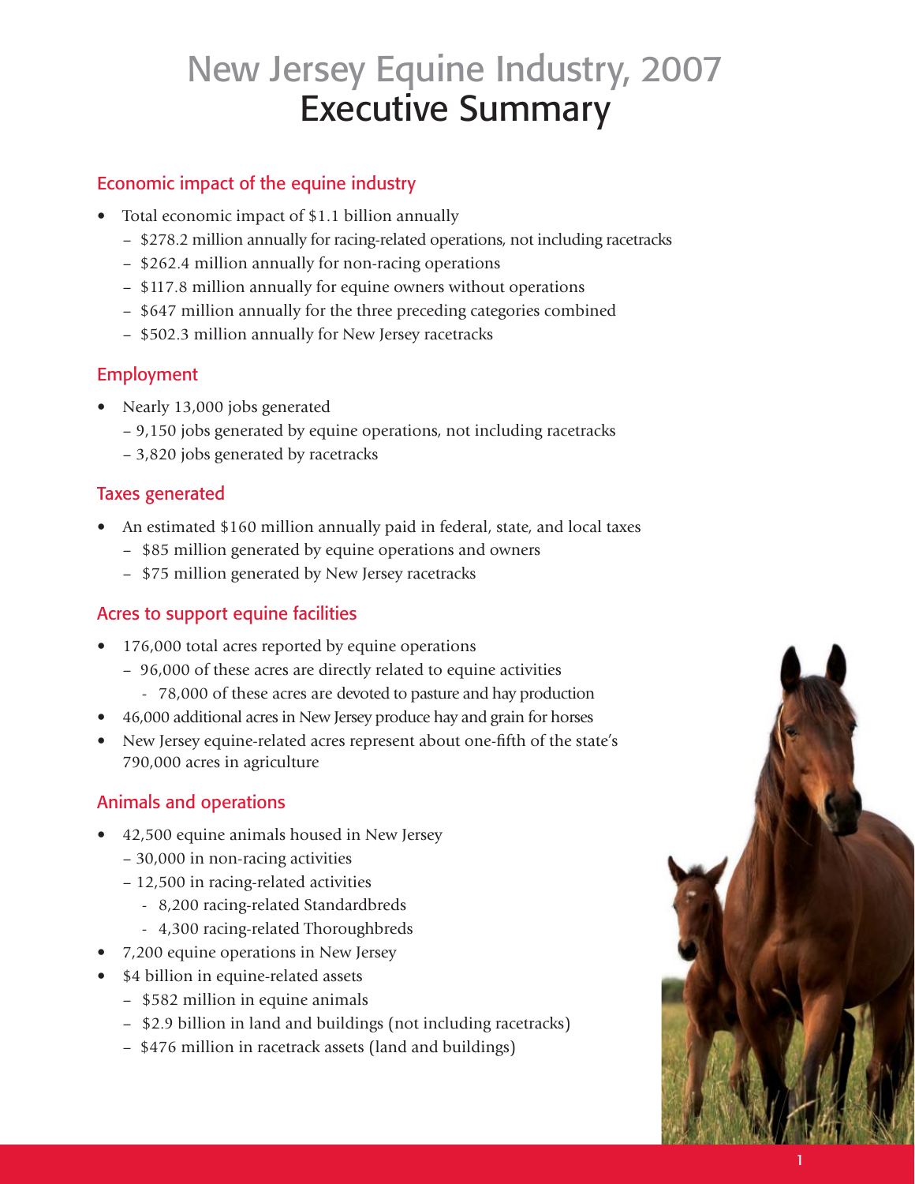# New Jersey Equine Industry, 2007
# Executive Summary

## Economic impact of the equine industry

- Total economic impact of $1.1 billion annually
  - $278.2 million annually for racing-related operations, not including racetracks
  - $262.4 million annually for non-racing operations
  - $117.8 million annually for equine owners without operations
  - $647 million annually for the three preceding categories combined
  - $502.3 million annually for New Jersey racetracks

## Employment

- Nearly 13,000 jobs generated
  - 9,150 jobs generated by equine operations, not including racetracks
  - 3,820 jobs generated by racetracks

## Taxes generated

- An estimated $160 million annually paid in federal, state, and local taxes
  - $85 million generated by equine operations and owners
  - $75 million generated by New Jersey racetracks

## Acres to support equine facilities

- 176,000 total acres reported by equine operations
  - 96,000 of these acres are directly related to equine activities
    - 78,000 of these acres are devoted to pasture and hay production
- 46,000 additional acres in New Jersey produce hay and grain for horses
- New Jersey equine-related acres represent about one-fifth of the state's 790,000 acres in agriculture

## Animals and operations

- 42,500 equine animals housed in New Jersey
  - 30,000 in non-racing activities
  - 12,500 in racing-related activities
    - 8,200 racing-related Standardbreds
    - 4,300 racing-related Thoroughbreds
- 7,200 equine operations in New Jersey
- $4 billion in equine-related assets
  - $582 million in equine animals
  - $2.9 billion in land and buildings (not including racetracks)
  - $476 million in racetrack assets (land and buildings)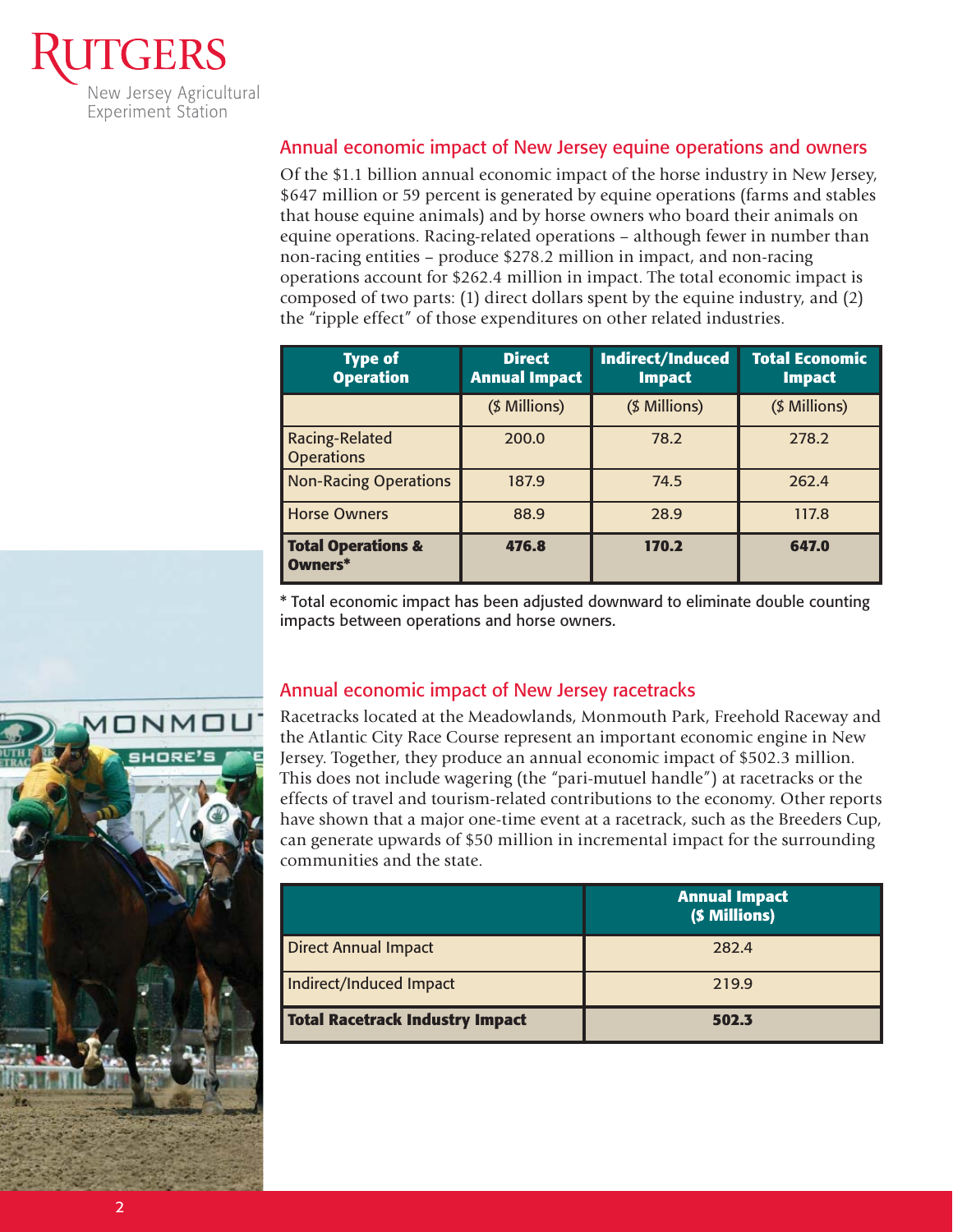## Annual economic impact of New Jersey equine operations and owners

Of the $1.1 billion annual economic impact of the horse industry in New Jersey, $647 million or 59 percent is generated by equine operations (farms and stables that house equine animals) and by horse owners who board their animals on equine operations. Racing-related operations – although fewer in number than non-racing entities – produce $278.2 million in impact, and non-racing operations account for $262.4 million in impact. The total economic impact is composed of two parts: (1) direct dollars spent by the equine industry, and (2) the "ripple effect" of those expenditures on other related industries.

| Type of Operation | Direct Annual Impact | Indirect/Induced Impact | Total Economic Impact |
|---|---|---|---|
| | ($ Millions) | ($ Millions) | ($ Millions) |
| Racing-Related Operations | 200.0 | 78.2 | 278.2 |
| Non-Racing Operations | 187.9 | 74.5 | 262.4 |
| Horse Owners | 88.9 | 28.9 | 117.8 |
| **Total Operations & Owners*** | **476.8** | **170.2** | **647.0** |

* Total economic impact has been adjusted downward to eliminate double counting impacts between operations and horse owners.

## Annual economic impact of New Jersey racetracks

Racetracks located at the Meadowlands, Monmouth Park, Freehold Raceway and the Atlantic City Race Course represent an important economic engine in New Jersey. Together, they produce an annual economic impact of $502.3 million. This does not include wagering (the "pari-mutuel handle") at racetracks or the effects of travel and tourism-related contributions to the economy. Other reports have shown that a major one-time event at a racetrack, such as the Breeders Cup, can generate upwards of $50 million in incremental impact for the surrounding communities and the state.

| | Annual Impact ($ Millions) |
|---|---|
| Direct Annual Impact | 282.4 |
| Indirect/Induced Impact | 219.9 |
| **Total Racetrack Industry Impact** | **502.3** |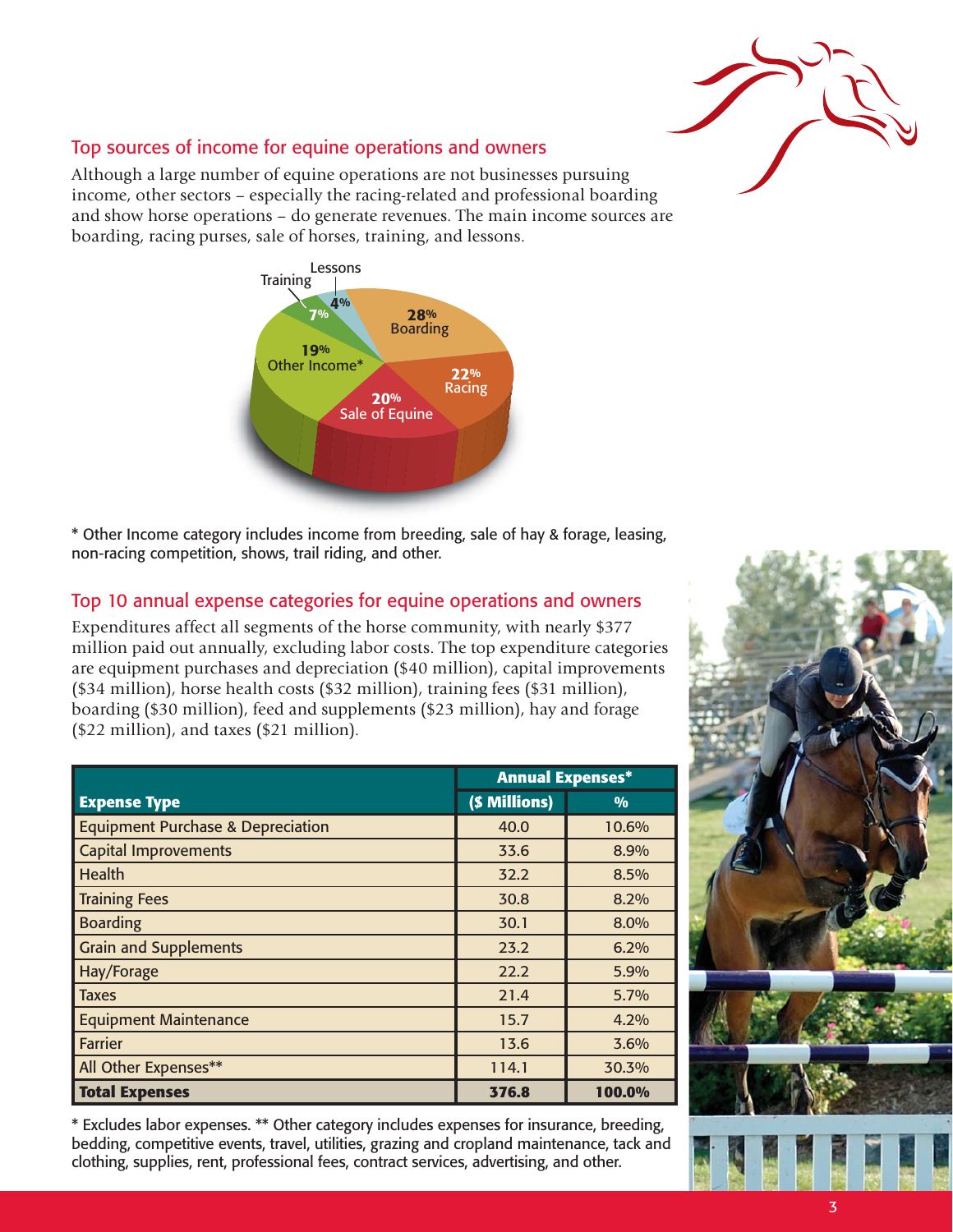## Top sources of income for equine operations and owners

Although a large number of equine operations are not businesses pursuing income, other sectors – especially the racing-related and professional boarding and show horse operations – do generate revenues. The main income sources are boarding, racing purses, sale of horses, training, and lessons.

| Income Source | % |
|---|---|
| Boarding | 28% |
| Racing | 22% |
| Sale of Equine | 20% |
| Other Income* | 19% |
| Training | 7% |
| Lessons | 4% |

* Other Income category includes income from breeding, sale of hay & forage, leasing, non-racing competition, shows, trail riding, and other.

## Top 10 annual expense categories for equine operations and owners

Expenditures affect all segments of the horse community, with nearly $377 million paid out annually, excluding labor costs. The top expenditure categories are equipment purchases and depreciation ($40 million), capital improvements ($34 million), horse health costs ($32 million), training fees ($31 million), boarding ($30 million), feed and supplements ($23 million), hay and forage ($22 million), and taxes ($21 million).

| | Annual Expenses* | |
|---|---|---|
| **Expense Type** | **($ Millions)** | **%** |
| Equipment Purchase & Depreciation | 40.0 | 10.6% |
| Capital Improvements | 33.6 | 8.9% |
| Health | 32.2 | 8.5% |
| Training Fees | 30.8 | 8.2% |
| Boarding | 30.1 | 8.0% |
| Grain and Supplements | 23.2 | 6.2% |
| Hay/Forage | 22.2 | 5.9% |
| Taxes | 21.4 | 5.7% |
| Equipment Maintenance | 15.7 | 4.2% |
| Farrier | 13.6 | 3.6% |
| All Other Expenses** | 114.1 | 30.3% |
| **Total Expenses** | **376.8** | **100.0%** |

* Excludes labor expenses. ** Other category includes expenses for insurance, breeding, bedding, competitive events, travel, utilities, grazing and cropland maintenance, tack and clothing, supplies, rent, professional fees, contract services, advertising, and other.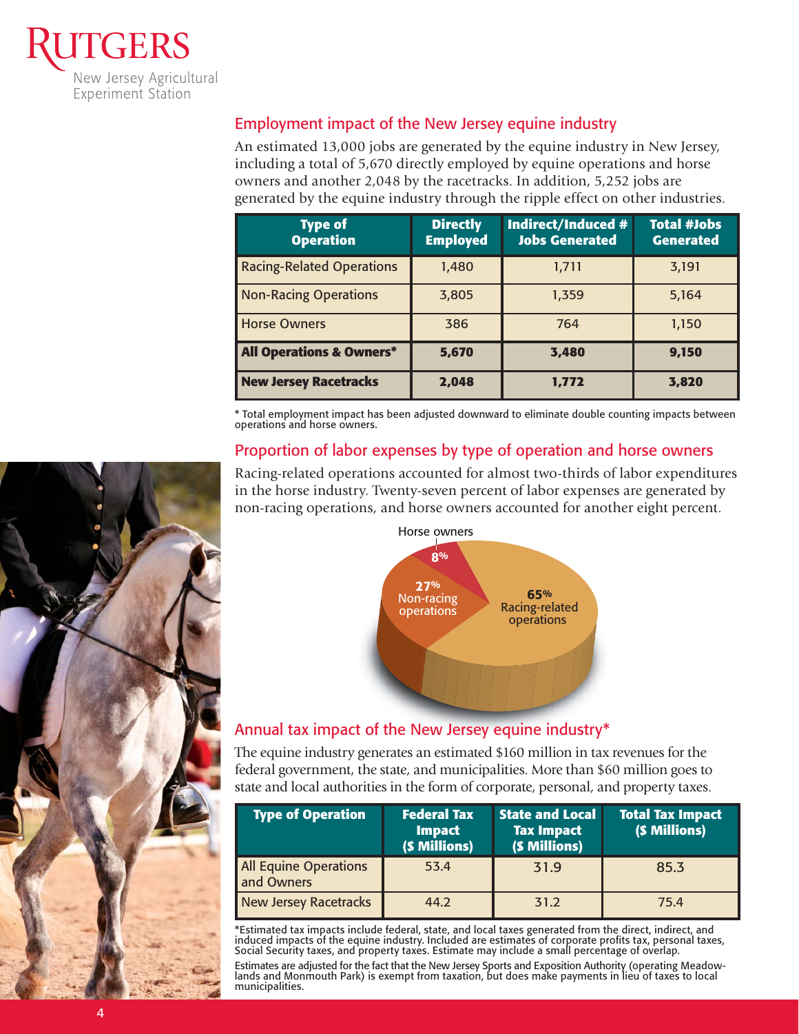## Employment impact of the New Jersey equine industry

An estimated 13,000 jobs are generated by the equine industry in New Jersey, including a total of 5,670 directly employed by equine operations and horse owners and another 2,048 by the racetracks. In addition, 5,252 jobs are generated by the equine industry through the ripple effect on other industries.

| Type of Operation | Directly Employed | Indirect/Induced # Jobs Generated | Total #Jobs Generated |
|---|---|---|---|
| Racing-Related Operations | 1,480 | 1,711 | 3,191 |
| Non-Racing Operations | 3,805 | 1,359 | 5,164 |
| Horse Owners | 386 | 764 | 1,150 |
| **All Operations & Owners*** | **5,670** | **3,480** | **9,150** |
| **New Jersey Racetracks** | **2,048** | **1,772** | **3,820** |

* Total employment impact has been adjusted downward to eliminate double counting impacts between operations and horse owners.

## Proportion of labor expenses by type of operation and horse owners

Racing-related operations accounted for almost two-thirds of labor expenditures in the horse industry. Twenty-seven percent of labor expenses are generated by non-racing operations, and horse owners accounted for another eight percent.

Horse owners 8%
27% Non-racing operations
65% Racing-related operations

## Annual tax impact of the New Jersey equine industry*

The equine industry generates an estimated $160 million in tax revenues for the federal government, the state, and municipalities. More than $60 million goes to state and local authorities in the form of corporate, personal, and property taxes.

| Type of Operation | Federal Tax Impact ($ Millions) | State and Local Tax Impact ($ Millions) | Total Tax Impact ($ Millions) |
|---|---|---|---|
| All Equine Operations and Owners | 53.4 | 31.9 | 85.3 |
| New Jersey Racetracks | 44.2 | 31.2 | 75.4 |

*Estimated tax impacts include federal, state, and local taxes generated from the direct, indirect, and induced impacts of the equine industry. Included are estimates of corporate profits tax, personal taxes, Social Security taxes, and property taxes. Estimate may include a small percentage of overlap.

Estimates are adjusted for the fact that the New Jersey Sports and Exposition Authority (operating Meadowlands and Monmouth Park) is exempt from taxation, but does make payments in lieu of taxes to local municipalities.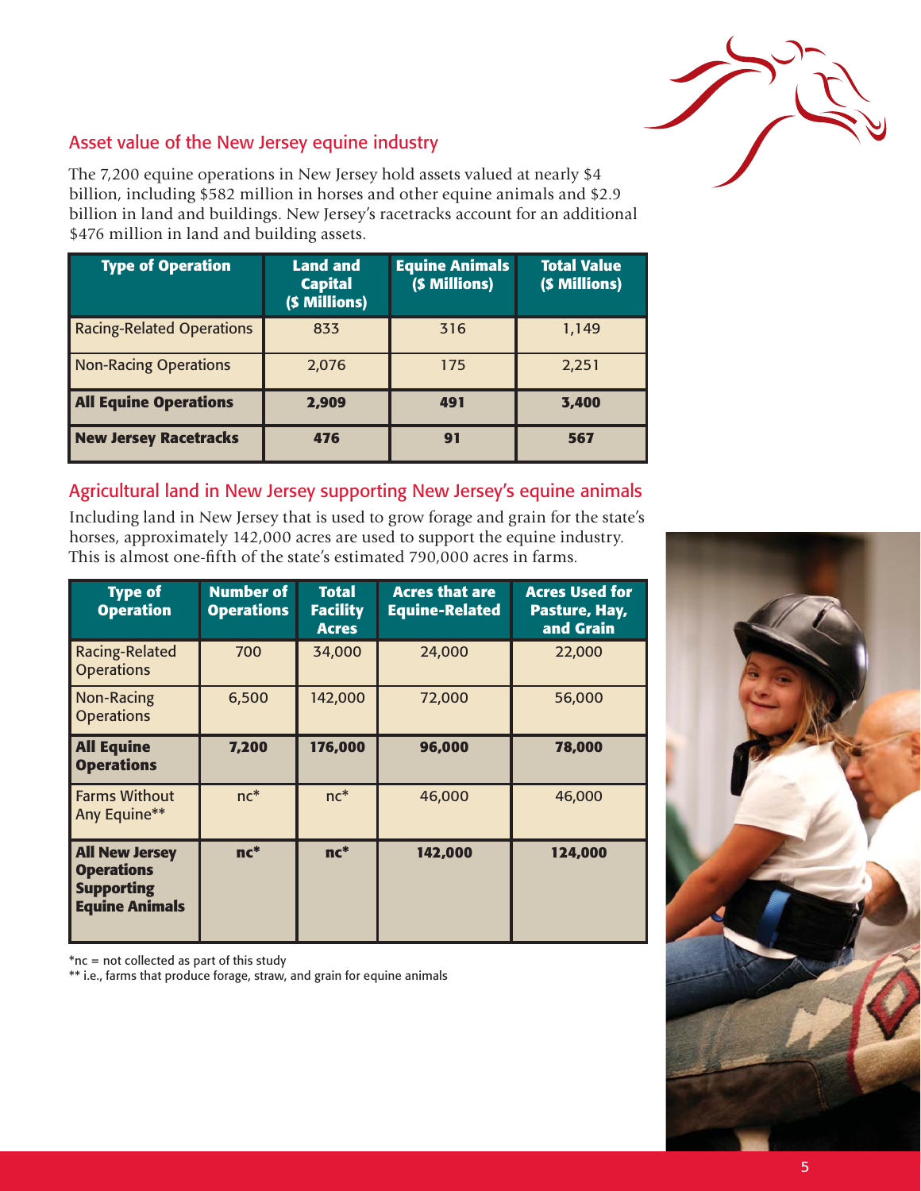## Asset value of the New Jersey equine industry

The 7,200 equine operations in New Jersey hold assets valued at nearly $4 billion, including $582 million in horses and other equine animals and $2.9 billion in land and buildings. New Jersey's racetracks account for an additional $476 million in land and building assets.

| Type of Operation | Land and Capital ($ Millions) | Equine Animals ($ Millions) | Total Value ($ Millions) |
|---|---|---|---|
| Racing-Related Operations | 833 | 316 | 1,149 |
| Non-Racing Operations | 2,076 | 175 | 2,251 |
| **All Equine Operations** | **2,909** | **491** | **3,400** |
| **New Jersey Racetracks** | **476** | **91** | **567** |

## Agricultural land in New Jersey supporting New Jersey's equine animals

Including land in New Jersey that is used to grow forage and grain for the state's horses, approximately 142,000 acres are used to support the equine industry. This is almost one-fifth of the state's estimated 790,000 acres in farms.

| Type of Operation | Number of Operations | Total Facility Acres | Acres that are Equine-Related | Acres Used for Pasture, Hay, and Grain |
|---|---|---|---|---|
| Racing-Related Operations | 700 | 34,000 | 24,000 | 22,000 |
| Non-Racing Operations | 6,500 | 142,000 | 72,000 | 56,000 |
| **All Equine Operations** | **7,200** | **176,000** | **96,000** | **78,000** |
| Farms Without Any Equine** | nc* | nc* | 46,000 | 46,000 |
| **All New Jersey Operations Supporting Equine Animals** | **nc*** | **nc*** | **142,000** | **124,000** |

*nc = not collected as part of this study

** i.e., farms that produce forage, straw, and grain for equine animals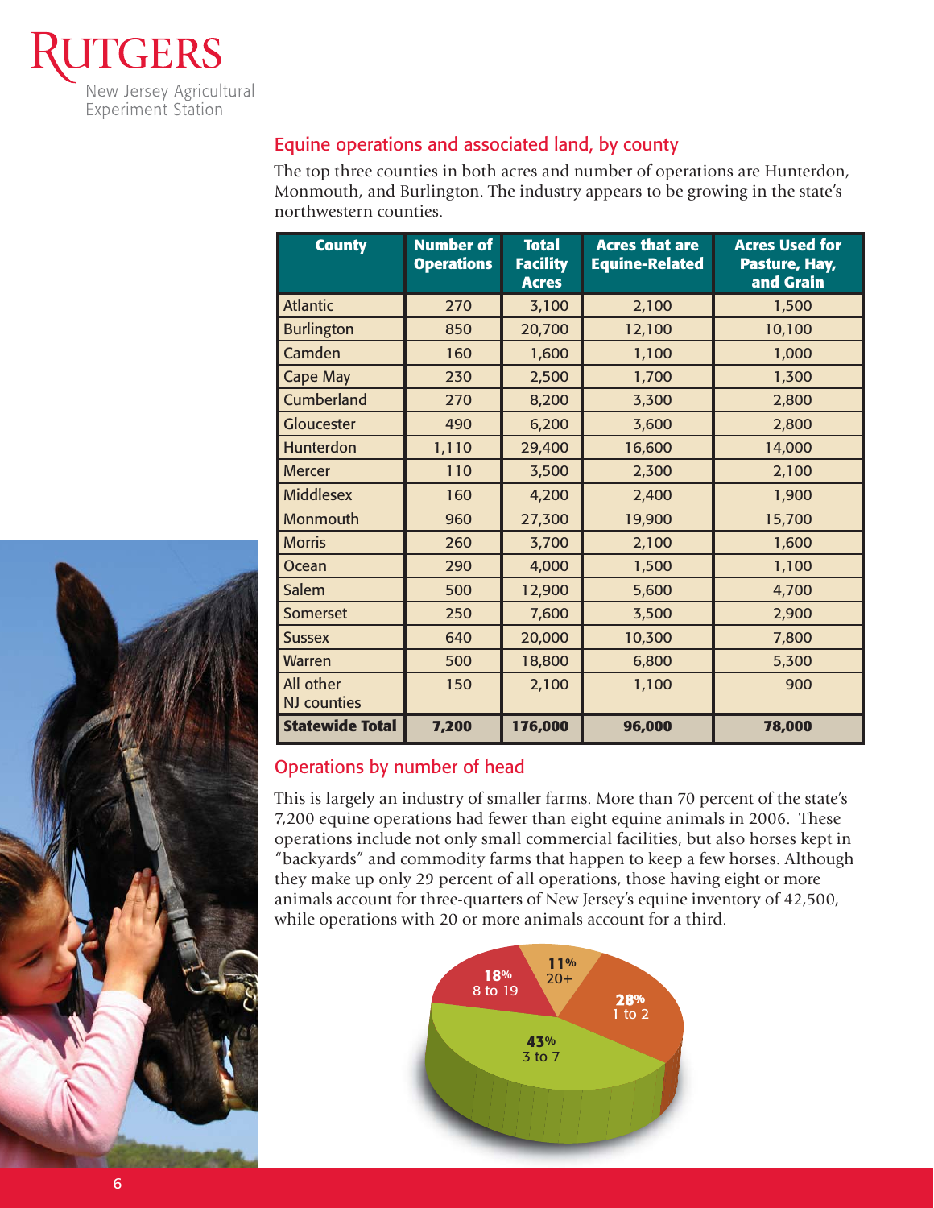## Equine operations and associated land, by county

The top three counties in both acres and number of operations are Hunterdon, Monmouth, and Burlington. The industry appears to be growing in the state's northwestern counties.

| County | Number of Operations | Total Facility Acres | Acres that are Equine-Related | Acres Used for Pasture, Hay, and Grain |
|---|---|---|---|---|
| Atlantic | 270 | 3,100 | 2,100 | 1,500 |
| Burlington | 850 | 20,700 | 12,100 | 10,100 |
| Camden | 160 | 1,600 | 1,100 | 1,000 |
| Cape May | 230 | 2,500 | 1,700 | 1,300 |
| Cumberland | 270 | 8,200 | 3,300 | 2,800 |
| Gloucester | 490 | 6,200 | 3,600 | 2,800 |
| Hunterdon | 1,110 | 29,400 | 16,600 | 14,000 |
| Mercer | 110 | 3,500 | 2,300 | 2,100 |
| Middlesex | 160 | 4,200 | 2,400 | 1,900 |
| Monmouth | 960 | 27,300 | 19,900 | 15,700 |
| Morris | 260 | 3,700 | 2,100 | 1,600 |
| Ocean | 290 | 4,000 | 1,500 | 1,100 |
| Salem | 500 | 12,900 | 5,600 | 4,700 |
| Somerset | 250 | 7,600 | 3,500 | 2,900 |
| Sussex | 640 | 20,000 | 10,300 | 7,800 |
| Warren | 500 | 18,800 | 6,800 | 5,300 |
| All other NJ counties | 150 | 2,100 | 1,100 | 900 |
| **Statewide Total** | **7,200** | **176,000** | **96,000** | **78,000** |

## Operations by number of head

This is largely an industry of smaller farms. More than 70 percent of the state's 7,200 equine operations had fewer than eight equine animals in 2006. These operations include not only small commercial facilities, but also horses kept in "backyards" and commodity farms that happen to keep a few horses. Although they make up only 29 percent of all operations, those having eight or more animals account for three-quarters of New Jersey's equine inventory of 42,500, while operations with 20 or more animals account for a third.

- 28% — 1 to 2
- 43% — 3 to 7
- 18% — 8 to 19
- 11% — 20+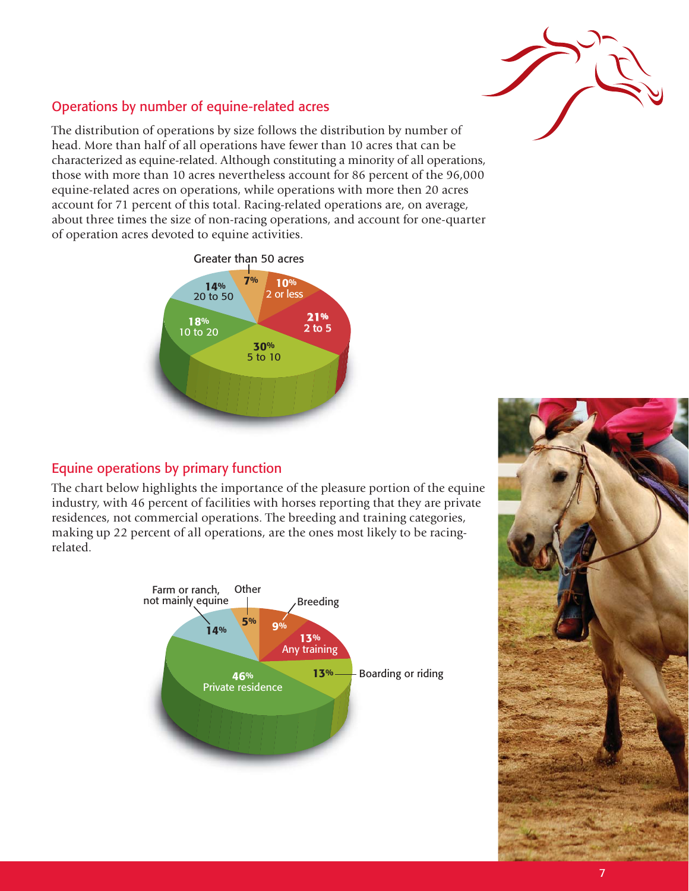## Operations by number of equine-related acres

The distribution of operations by size follows the distribution by number of head. More than half of all operations have fewer than 10 acres that can be characterized as equine-related. Although constituting a minority of all operations, those with more than 10 acres nevertheless account for 86 percent of the 96,000 equine-related acres on operations, while operations with more then 20 acres account for 71 percent of this total. Racing-related operations are, on average, about three times the size of non-racing operations, and account for one-quarter of operation acres devoted to equine activities.

Greater than 50 acres: 7%
2 or less: 10%
2 to 5: 21%
5 to 10: 30%
10 to 20: 18%
20 to 50: 14%

## Equine operations by primary function

The chart below highlights the importance of the pleasure portion of the equine industry, with 46 percent of facilities with horses reporting that they are private residences, not commercial operations. The breeding and training categories, making up 22 percent of all operations, are the ones most likely to be racing-related.

Other: 5%
Breeding: 9%
Any training: 13%
Boarding or riding: 13%
Private residence: 46%
Farm or ranch, not mainly equine: 14%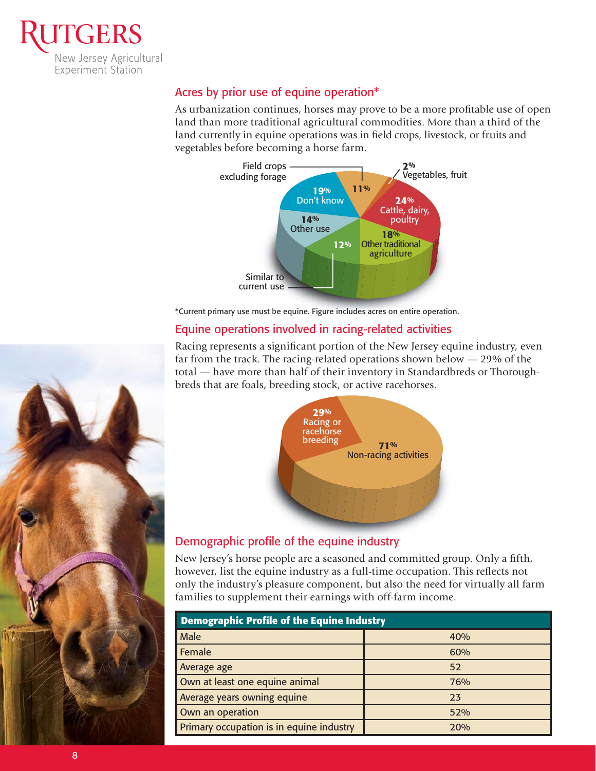## Acres by prior use of equine operation*

As urbanization continues, horses may prove to be a more profitable use of open land than more traditional agricultural commodities. More than a third of the land currently in equine operations was in field crops, livestock, or fruits and vegetables before becoming a horse farm.

- Field crops excluding forage: 11%
- Vegetables, fruit: 2%
- Cattle, dairy, poultry: 24%
- Other traditional agriculture: 18%
- Similar to current use: 12%
- Other use: 14%
- Don't know: 19%

*Current primary use must be equine. Figure includes acres on entire operation.

## Equine operations involved in racing-related activities

Racing represents a significant portion of the New Jersey equine industry, even far from the track. The racing-related operations shown below — 29% of the total — have more than half of their inventory in Standardbreds or Thoroughbreds that are foals, breeding stock, or active racehorses.

- Racing or racehorse breeding: 29%
- Non-racing activities: 71%

## Demographic profile of the equine industry

New Jersey's horse people are a seasoned and committed group. Only a fifth, however, list the equine industry as a full-time occupation. This reflects not only the industry's pleasure component, but also the need for virtually all farm families to supplement their earnings with off-farm income.

| Demographic Profile of the Equine Industry | |
|---|---|
| Male | 40% |
| Female | 60% |
| Average age | 52 |
| Own at least one equine animal | 76% |
| Average years owning equine | 23 |
| Own an operation | 52% |
| Primary occupation is in equine industry | 20% |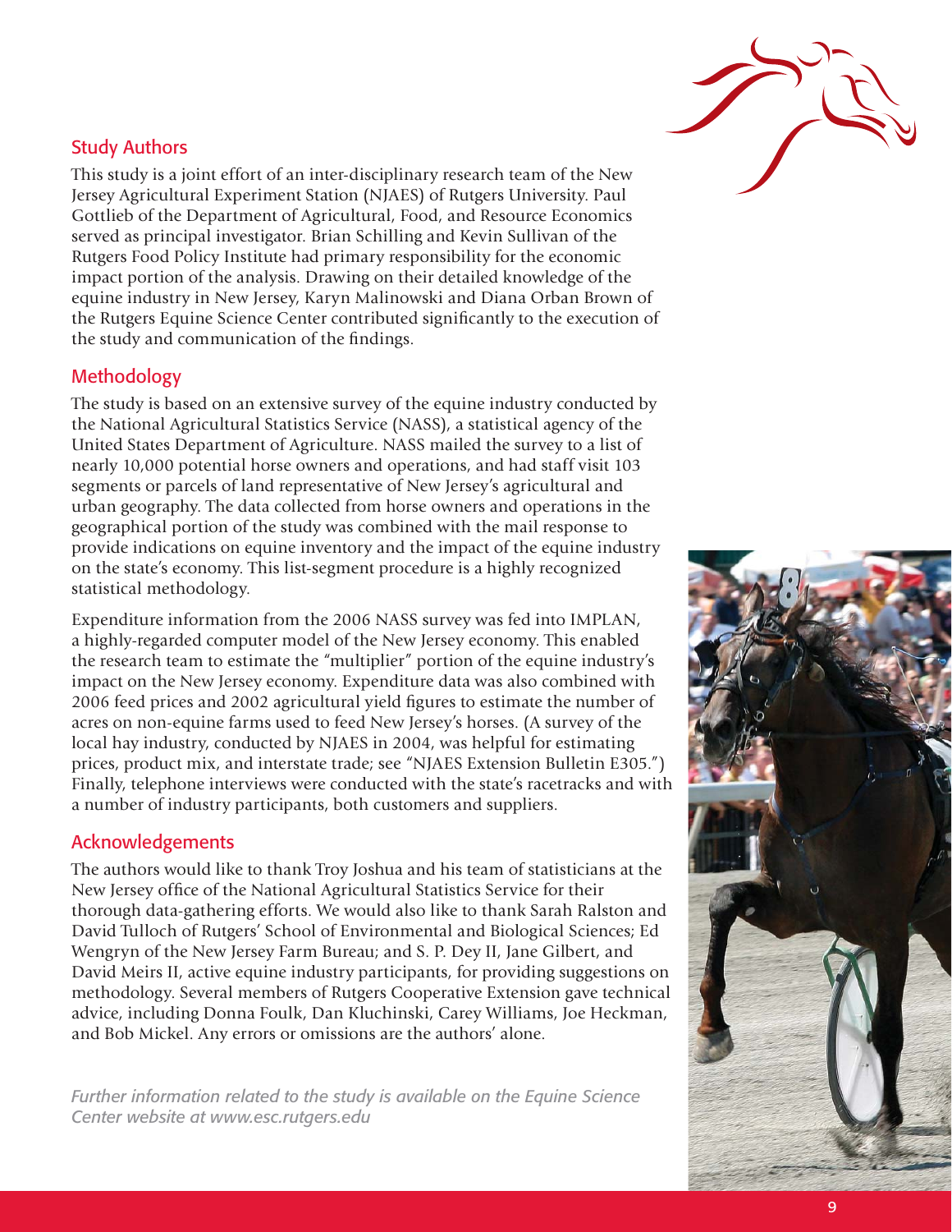## Study Authors

This study is a joint effort of an inter-disciplinary research team of the New Jersey Agricultural Experiment Station (NJAES) of Rutgers University. Paul Gottlieb of the Department of Agricultural, Food, and Resource Economics served as principal investigator. Brian Schilling and Kevin Sullivan of the Rutgers Food Policy Institute had primary responsibility for the economic impact portion of the analysis. Drawing on their detailed knowledge of the equine industry in New Jersey, Karyn Malinowski and Diana Orban Brown of the Rutgers Equine Science Center contributed significantly to the execution of the study and communication of the findings.

## Methodology

The study is based on an extensive survey of the equine industry conducted by the National Agricultural Statistics Service (NASS), a statistical agency of the United States Department of Agriculture. NASS mailed the survey to a list of nearly 10,000 potential horse owners and operations, and had staff visit 103 segments or parcels of land representative of New Jersey's agricultural and urban geography. The data collected from horse owners and operations in the geographical portion of the study was combined with the mail response to provide indications on equine inventory and the impact of the equine industry on the state's economy. This list-segment procedure is a highly recognized statistical methodology.

Expenditure information from the 2006 NASS survey was fed into IMPLAN, a highly-regarded computer model of the New Jersey economy. This enabled the research team to estimate the "multiplier" portion of the equine industry's impact on the New Jersey economy. Expenditure data was also combined with 2006 feed prices and 2002 agricultural yield figures to estimate the number of acres on non-equine farms used to feed New Jersey's horses. (A survey of the local hay industry, conducted by NJAES in 2004, was helpful for estimating prices, product mix, and interstate trade; see "NJAES Extension Bulletin E305.") Finally, telephone interviews were conducted with the state's racetracks and with a number of industry participants, both customers and suppliers.

## Acknowledgements

The authors would like to thank Troy Joshua and his team of statisticians at the New Jersey office of the National Agricultural Statistics Service for their thorough data-gathering efforts. We would also like to thank Sarah Ralston and David Tulloch of Rutgers' School of Environmental and Biological Sciences; Ed Wengryn of the New Jersey Farm Bureau; and S. P. Dey II, Jane Gilbert, and David Meirs II, active equine industry participants, for providing suggestions on methodology. Several members of Rutgers Cooperative Extension gave technical advice, including Donna Foulk, Dan Kluchinski, Carey Williams, Joe Heckman, and Bob Mickel. Any errors or omissions are the authors' alone.

*Further information related to the study is available on the Equine Science Center website at www.esc.rutgers.edu*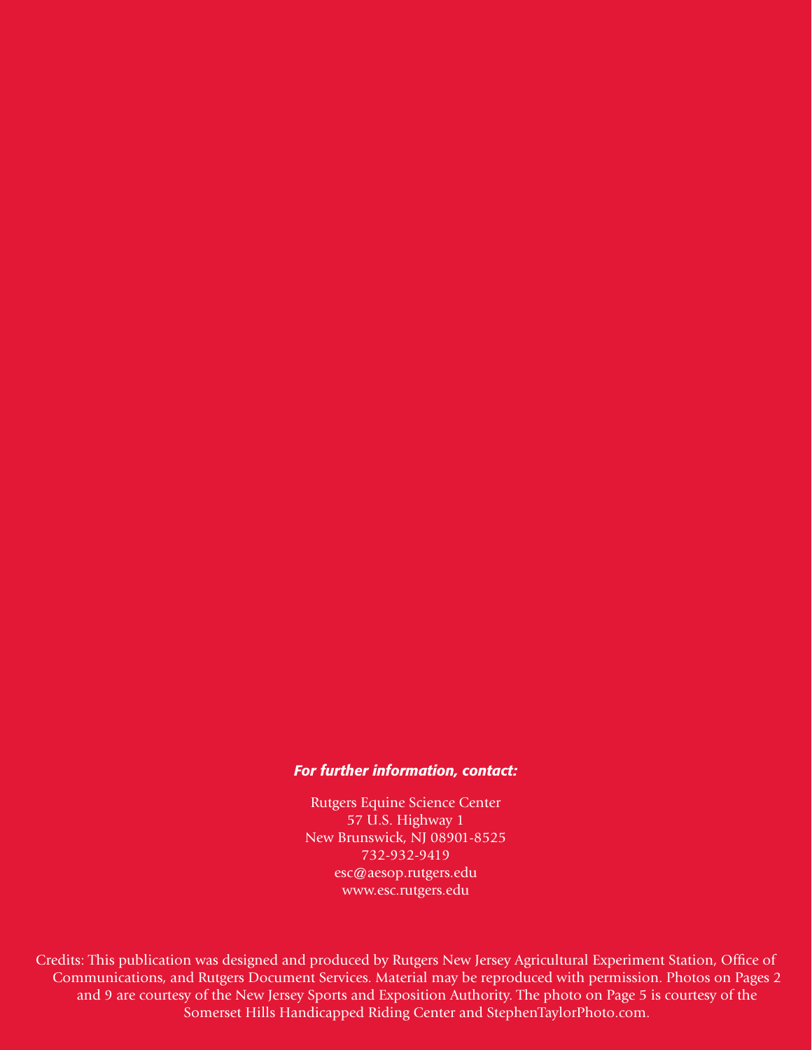***For further information, contact:***

Rutgers Equine Science Center
57 U.S. Highway 1
New Brunswick, NJ 08901-8525
732-932-9419
esc@aesop.rutgers.edu
www.esc.rutgers.edu

Credits: This publication was designed and produced by Rutgers New Jersey Agricultural Experiment Station, Office of Communications, and Rutgers Document Services. Material may be reproduced with permission. Photos on Pages 2 and 9 are courtesy of the New Jersey Sports and Exposition Authority. The photo on Page 5 is courtesy of the Somerset Hills Handicapped Riding Center and StephenTaylorPhoto.com.